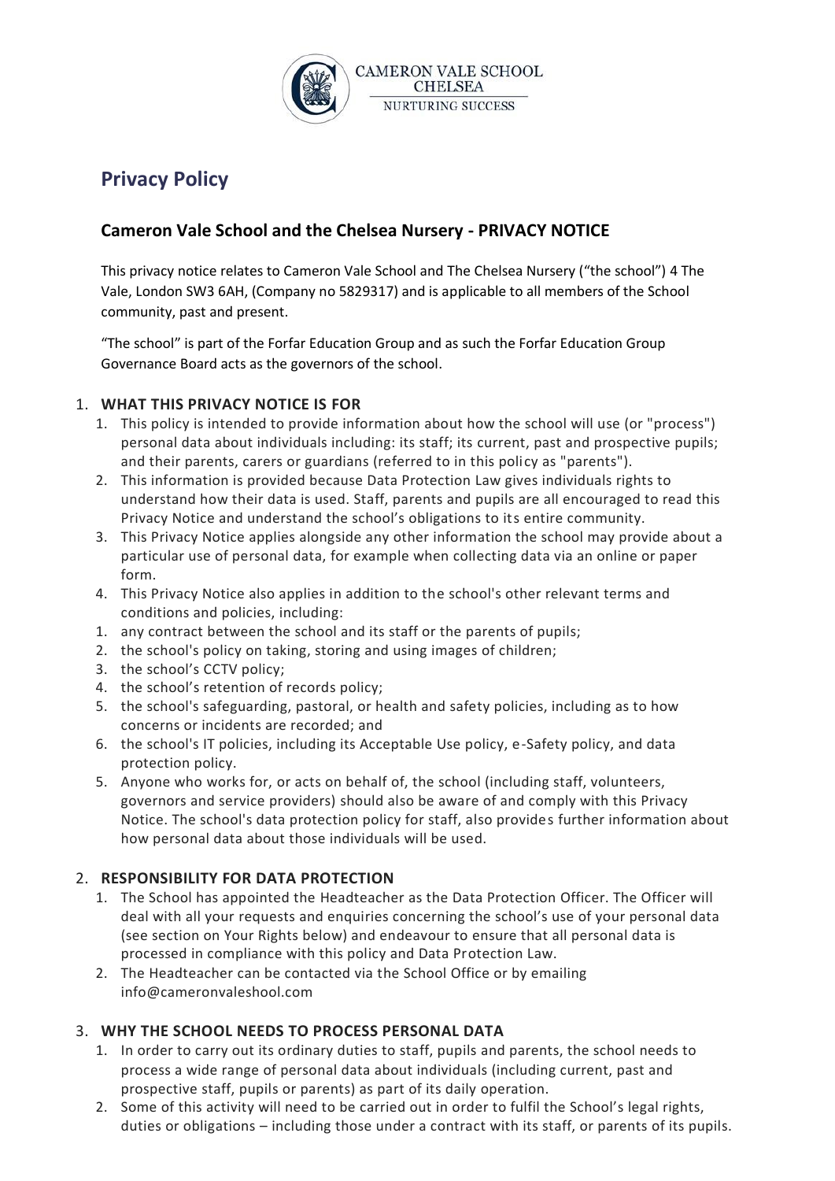CAMERON VALE SCHOOL
CHELSEA
NURTURING SUCCESS

# Privacy Policy

## Cameron Vale School and the Chelsea Nursery - PRIVACY NOTICE

This privacy notice relates to Cameron Vale School and The Chelsea Nursery ("the school") 4 The Vale, London SW3 6AH, (Company no 5829317) and is applicable to all members of the School community, past and present.

"The school" is part of the Forfar Education Group and as such the Forfar Education Group Governance Board acts as the governors of the school.

### 1. WHAT THIS PRIVACY NOTICE IS FOR

1. This policy is intended to provide information about how the school will use (or "process") personal data about individuals including: its staff; its current, past and prospective pupils; and their parents, carers or guardians (referred to in this policy as "parents").
2. This information is provided because Data Protection Law gives individuals rights to understand how their data is used. Staff, parents and pupils are all encouraged to read this Privacy Notice and understand the school's obligations to its entire community.
3. This Privacy Notice applies alongside any other information the school may provide about a particular use of personal data, for example when collecting data via an online or paper form.
4. This Privacy Notice also applies in addition to the school's other relevant terms and conditions and policies, including:
   1. any contract between the school and its staff or the parents of pupils;
   2. the school's policy on taking, storing and using images of children;
   3. the school's CCTV policy;
   4. the school's retention of records policy;
   5. the school's safeguarding, pastoral, or health and safety policies, including as to how concerns or incidents are recorded; and
   6. the school's IT policies, including its Acceptable Use policy, e-Safety policy, and data protection policy.
5. Anyone who works for, or acts on behalf of, the school (including staff, volunteers, governors and service providers) should also be aware of and comply with this Privacy Notice. The school's data protection policy for staff, also provides further information about how personal data about those individuals will be used.

### 2. RESPONSIBILITY FOR DATA PROTECTION

1. The School has appointed the Headteacher as the Data Protection Officer. The Officer will deal with all your requests and enquiries concerning the school's use of your personal data (see section on Your Rights below) and endeavour to ensure that all personal data is processed in compliance with this policy and Data Protection Law.
2. The Headteacher can be contacted via the School Office or by emailing info@cameronvaleshool.com

### 3. WHY THE SCHOOL NEEDS TO PROCESS PERSONAL DATA

1. In order to carry out its ordinary duties to staff, pupils and parents, the school needs to process a wide range of personal data about individuals (including current, past and prospective staff, pupils or parents) as part of its daily operation.
2. Some of this activity will need to be carried out in order to fulfil the School's legal rights, duties or obligations – including those under a contract with its staff, or parents of its pupils.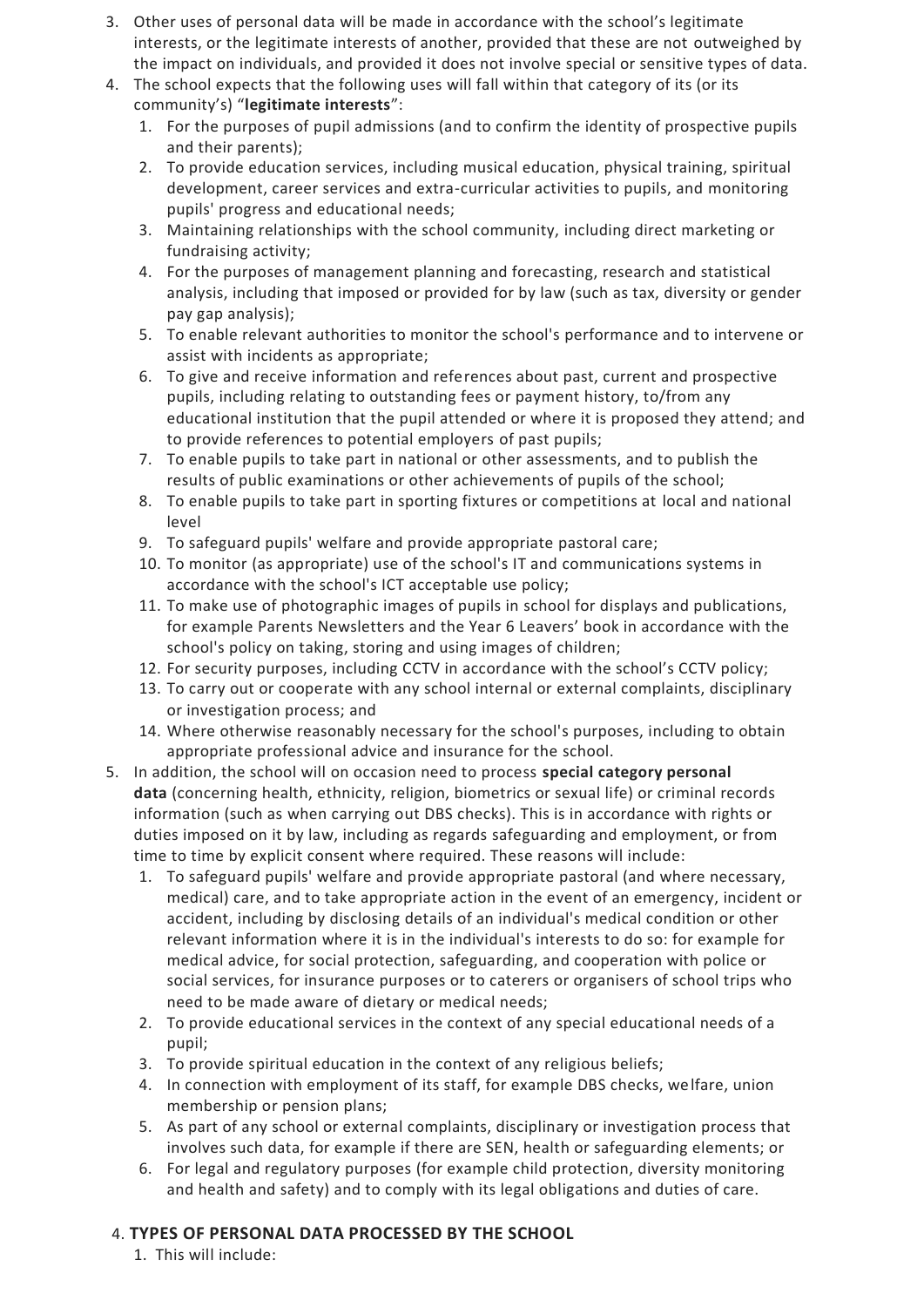3. Other uses of personal data will be made in accordance with the school's legitimate interests, or the legitimate interests of another, provided that these are not outweighed by the impact on individuals, and provided it does not involve special or sensitive types of data.
4. The school expects that the following uses will fall within that category of its (or its community's) "**legitimate interests**":
    1. For the purposes of pupil admissions (and to confirm the identity of prospective pupils and their parents);
    2. To provide education services, including musical education, physical training, spiritual development, career services and extra-curricular activities to pupils, and monitoring pupils' progress and educational needs;
    3. Maintaining relationships with the school community, including direct marketing or fundraising activity;
    4. For the purposes of management planning and forecasting, research and statistical analysis, including that imposed or provided for by law (such as tax, diversity or gender pay gap analysis);
    5. To enable relevant authorities to monitor the school's performance and to intervene or assist with incidents as appropriate;
    6. To give and receive information and references about past, current and prospective pupils, including relating to outstanding fees or payment history, to/from any educational institution that the pupil attended or where it is proposed they attend; and to provide references to potential employers of past pupils;
    7. To enable pupils to take part in national or other assessments, and to publish the results of public examinations or other achievements of pupils of the school;
    8. To enable pupils to take part in sporting fixtures or competitions at local and national level
    9. To safeguard pupils' welfare and provide appropriate pastoral care;
    10. To monitor (as appropriate) use of the school's IT and communications systems in accordance with the school's ICT acceptable use policy;
    11. To make use of photographic images of pupils in school for displays and publications, for example Parents Newsletters and the Year 6 Leavers' book in accordance with the school's policy on taking, storing and using images of children;
    12. For security purposes, including CCTV in accordance with the school's CCTV policy;
    13. To carry out or cooperate with any school internal or external complaints, disciplinary or investigation process; and
    14. Where otherwise reasonably necessary for the school's purposes, including to obtain appropriate professional advice and insurance for the school.
5. In addition, the school will on occasion need to process **special category personal data** (concerning health, ethnicity, religion, biometrics or sexual life) or criminal records information (such as when carrying out DBS checks). This is in accordance with rights or duties imposed on it by law, including as regards safeguarding and employment, or from time to time by explicit consent where required. These reasons will include:
    1. To safeguard pupils' welfare and provide appropriate pastoral (and where necessary, medical) care, and to take appropriate action in the event of an emergency, incident or accident, including by disclosing details of an individual's medical condition or other relevant information where it is in the individual's interests to do so: for example for medical advice, for social protection, safeguarding, and cooperation with police or social services, for insurance purposes or to caterers or organisers of school trips who need to be made aware of dietary or medical needs;
    2. To provide educational services in the context of any special educational needs of a pupil;
    3. To provide spiritual education in the context of any religious beliefs;
    4. In connection with employment of its staff, for example DBS checks, welfare, union membership or pension plans;
    5. As part of any school or external complaints, disciplinary or investigation process that involves such data, for example if there are SEN, health or safeguarding elements; or
    6. For legal and regulatory purposes (for example child protection, diversity monitoring and health and safety) and to comply with its legal obligations and duties of care.

## 4. TYPES OF PERSONAL DATA PROCESSED BY THE SCHOOL

1. This will include: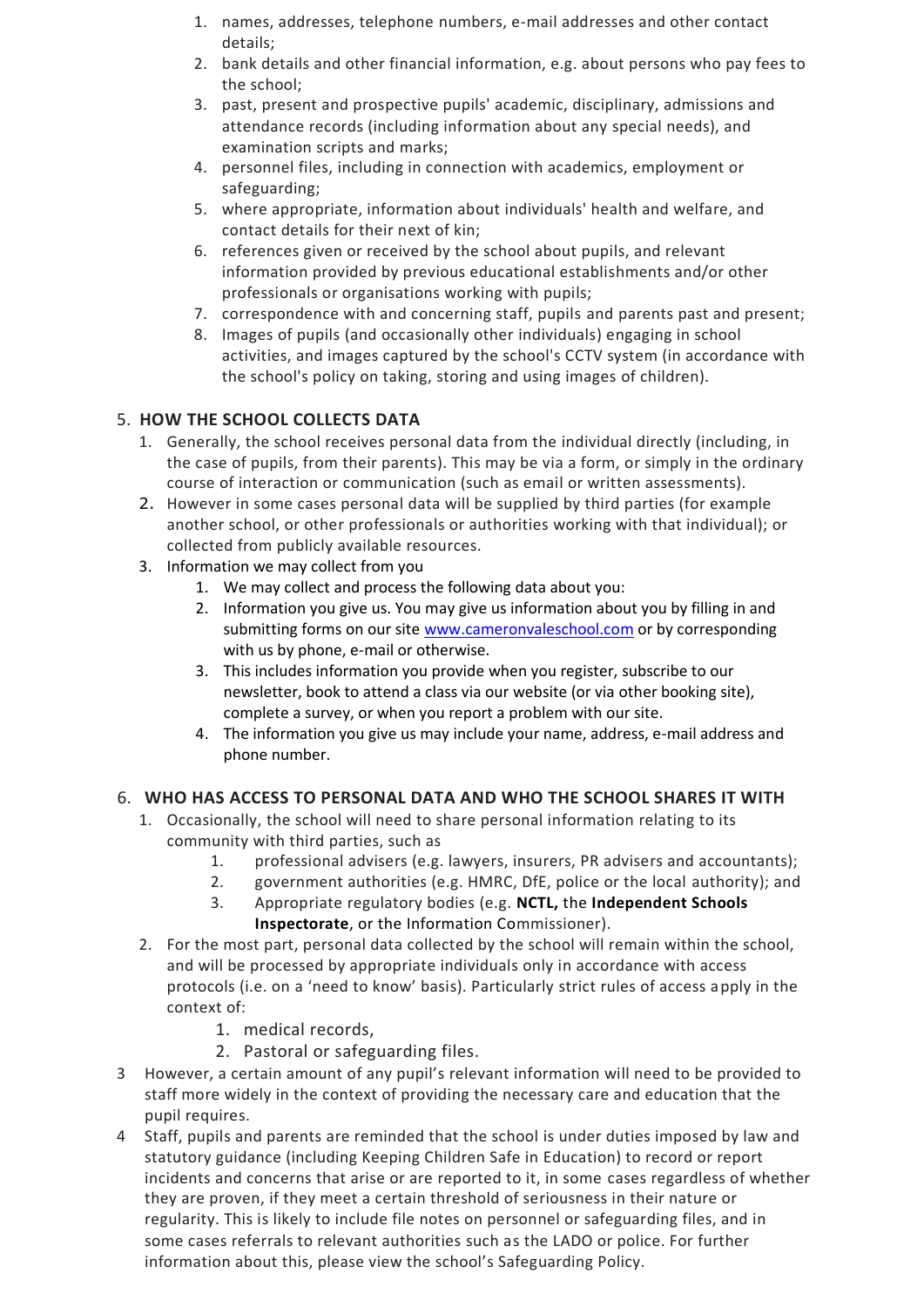1. names, addresses, telephone numbers, e-mail addresses and other contact details;
2. bank details and other financial information, e.g. about persons who pay fees to the school;
3. past, present and prospective pupils' academic, disciplinary, admissions and attendance records (including information about any special needs), and examination scripts and marks;
4. personnel files, including in connection with academics, employment or safeguarding;
5. where appropriate, information about individuals' health and welfare, and contact details for their next of kin;
6. references given or received by the school about pupils, and relevant information provided by previous educational establishments and/or other professionals or organisations working with pupils;
7. correspondence with and concerning staff, pupils and parents past and present;
8. Images of pupils (and occasionally other individuals) engaging in school activities, and images captured by the school's CCTV system (in accordance with the school's policy on taking, storing and using images of children).

5. **HOW THE SCHOOL COLLECTS DATA**
   1. Generally, the school receives personal data from the individual directly (including, in the case of pupils, from their parents). This may be via a form, or simply in the ordinary course of interaction or communication (such as email or written assessments).
   2. However in some cases personal data will be supplied by third parties (for example another school, or other professionals or authorities working with that individual); or collected from publicly available resources.
   3. Information we may collect from you
      1. We may collect and process the following data about you:
      2. Information you give us. You may give us information about you by filling in and submitting forms on our site www.cameronvaleschool.com or by corresponding with us by phone, e-mail or otherwise.
      3. This includes information you provide when you register, subscribe to our newsletter, book to attend a class via our website (or via other booking site), complete a survey, or when you report a problem with our site.
      4. The information you give us may include your name, address, e-mail address and phone number.

6. **WHO HAS ACCESS TO PERSONAL DATA AND WHO THE SCHOOL SHARES IT WITH**
   1. Occasionally, the school will need to share personal information relating to its community with third parties, such as
      1. professional advisers (e.g. lawyers, insurers, PR advisers and accountants);
      2. government authorities (e.g. HMRC, DfE, police or the local authority); and
      3. Appropriate regulatory bodies (e.g. **NCTL,** the **Independent Schools Inspectorate**, or the Information Commissioner).
   2. For the most part, personal data collected by the school will remain within the school, and will be processed by appropriate individuals only in accordance with access protocols (i.e. on a 'need to know' basis). Particularly strict rules of access apply in the context of:
      1. medical records,
      2. Pastoral or safeguarding files.

3 However, a certain amount of any pupil's relevant information will need to be provided to staff more widely in the context of providing the necessary care and education that the pupil requires.

4 Staff, pupils and parents are reminded that the school is under duties imposed by law and statutory guidance (including Keeping Children Safe in Education) to record or report incidents and concerns that arise or are reported to it, in some cases regardless of whether they are proven, if they meet a certain threshold of seriousness in their nature or regularity. This is likely to include file notes on personnel or safeguarding files, and in some cases referrals to relevant authorities such as the LADO or police. For further information about this, please view the school's Safeguarding Policy.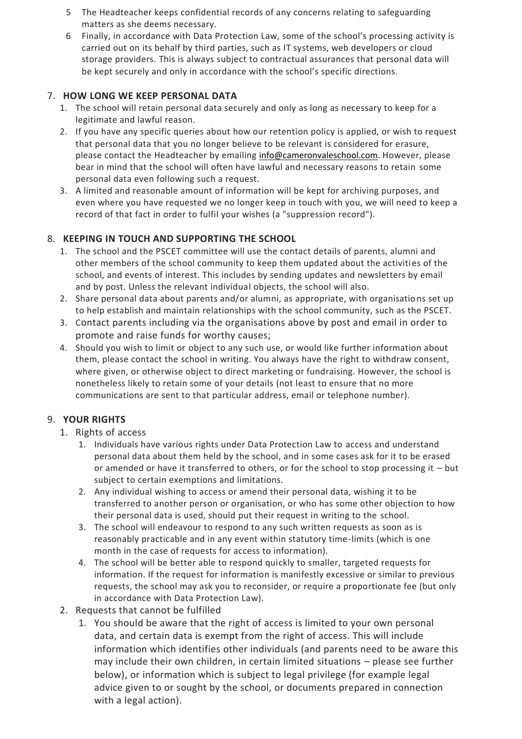5 The Headteacher keeps confidential records of any concerns relating to safeguarding matters as she deems necessary.

6 Finally, in accordance with Data Protection Law, some of the school's processing activity is carried out on its behalf by third parties, such as IT systems, web developers or cloud storage providers. This is always subject to contractual assurances that personal data will be kept securely and only in accordance with the school's specific directions.

## 7. HOW LONG WE KEEP PERSONAL DATA

1. The school will retain personal data securely and only as long as necessary to keep for a legitimate and lawful reason.
2. If you have any specific queries about how our retention policy is applied, or wish to request that personal data that you no longer believe to be relevant is considered for erasure, please contact the Headteacher by emailing info@cameronvaleschool.com. However, please bear in mind that the school will often have lawful and necessary reasons to retain some personal data even following such a request.
3. A limited and reasonable amount of information will be kept for archiving purposes, and even where you have requested we no longer keep in touch with you, we will need to keep a record of that fact in order to fulfil your wishes (a "suppression record").

## 8. KEEPING IN TOUCH AND SUPPORTING THE SCHOOL

1. The school and the PSCET committee will use the contact details of parents, alumni and other members of the school community to keep them updated about the activities of the school, and events of interest. This includes by sending updates and newsletters by email and by post. Unless the relevant individual objects, the school will also.
2. Share personal data about parents and/or alumni, as appropriate, with organisations set up to help establish and maintain relationships with the school community, such as the PSCET.
3. Contact parents including via the organisations above by post and email in order to promote and raise funds for worthy causes;
4. Should you wish to limit or object to any such use, or would like further information about them, please contact the school in writing. You always have the right to withdraw consent, where given, or otherwise object to direct marketing or fundraising. However, the school is nonetheless likely to retain some of your details (not least to ensure that no more communications are sent to that particular address, email or telephone number).

## 9. YOUR RIGHTS

1. Rights of access
    1. Individuals have various rights under Data Protection Law to access and understand personal data about them held by the school, and in some cases ask for it to be erased or amended or have it transferred to others, or for the school to stop processing it – but subject to certain exemptions and limitations.
    2. Any individual wishing to access or amend their personal data, wishing it to be transferred to another person or organisation, or who has some other objection to how their personal data is used, should put their request in writing to the school.
    3. The school will endeavour to respond to any such written requests as soon as is reasonably practicable and in any event within statutory time-limits (which is one month in the case of requests for access to information).
    4. The school will be better able to respond quickly to smaller, targeted requests for information. If the request for information is manifestly excessive or similar to previous requests, the school may ask you to reconsider, or require a proportionate fee (but only in accordance with Data Protection Law).
2. Requests that cannot be fulfilled
    1. You should be aware that the right of access is limited to your own personal data, and certain data is exempt from the right of access. This will include information which identifies other individuals (and parents need to be aware this may include their own children, in certain limited situations – please see further below), or information which is subject to legal privilege (for example legal advice given to or sought by the school, or documents prepared in connection with a legal action).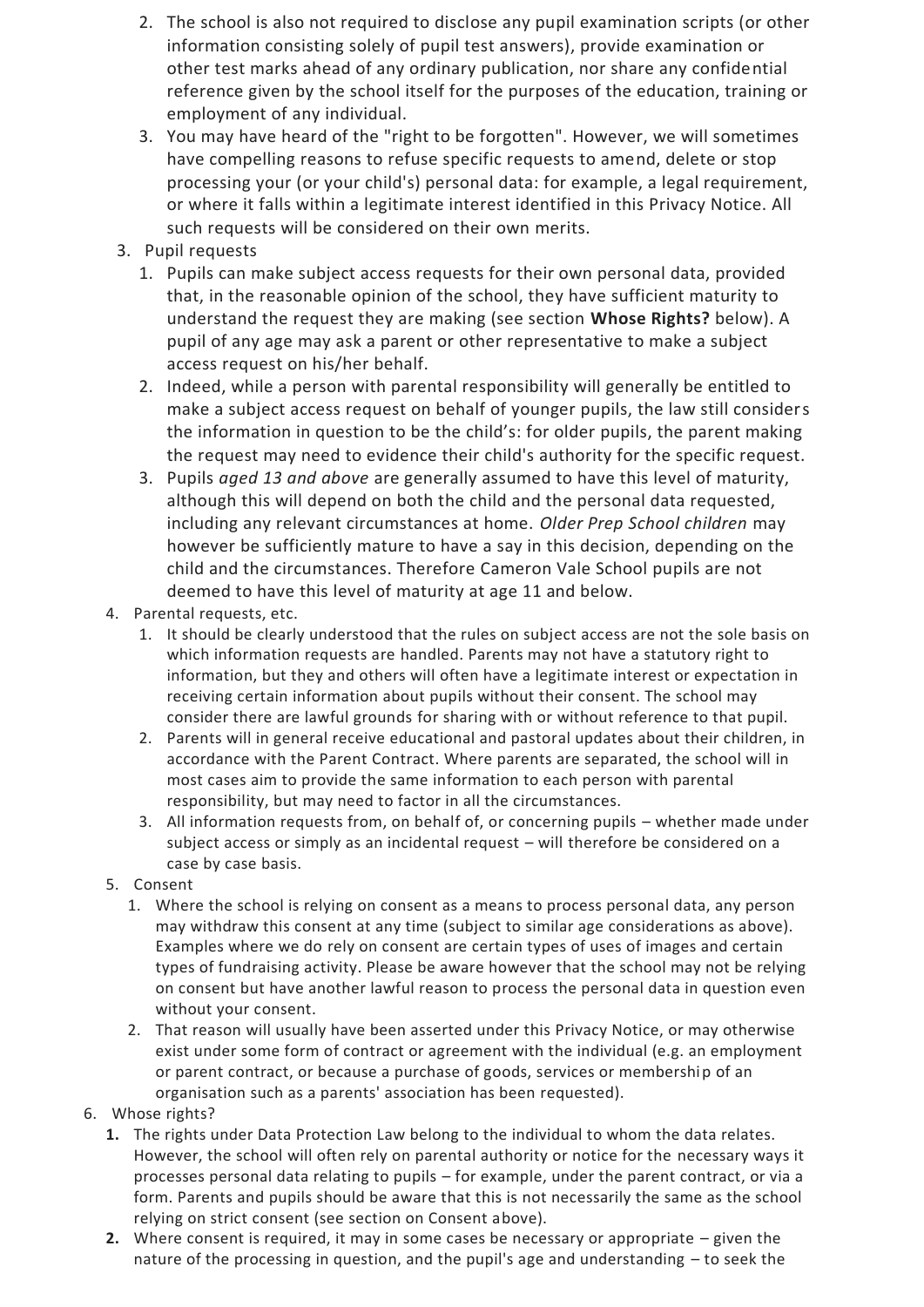2. The school is also not required to disclose any pupil examination scripts (or other information consisting solely of pupil test answers), provide examination or other test marks ahead of any ordinary publication, nor share any confidential reference given by the school itself for the purposes of the education, training or employment of any individual.
3. You may have heard of the "right to be forgotten". However, we will sometimes have compelling reasons to refuse specific requests to amend, delete or stop processing your (or your child's) personal data: for example, a legal requirement, or where it falls within a legitimate interest identified in this Privacy Notice. All such requests will be considered on their own merits.

3. Pupil requests
   1. Pupils can make subject access requests for their own personal data, provided that, in the reasonable opinion of the school, they have sufficient maturity to understand the request they are making (see section **Whose Rights?** below). A pupil of any age may ask a parent or other representative to make a subject access request on his/her behalf.
   2. Indeed, while a person with parental responsibility will generally be entitled to make a subject access request on behalf of younger pupils, the law still considers the information in question to be the child's: for older pupils, the parent making the request may need to evidence their child's authority for the specific request.
   3. Pupils *aged 13 and above* are generally assumed to have this level of maturity, although this will depend on both the child and the personal data requested, including any relevant circumstances at home. *Older Prep School children* may however be sufficiently mature to have a say in this decision, depending on the child and the circumstances. Therefore Cameron Vale School pupils are not deemed to have this level of maturity at age 11 and below.
4. Parental requests, etc.
   1. It should be clearly understood that the rules on subject access are not the sole basis on which information requests are handled. Parents may not have a statutory right to information, but they and others will often have a legitimate interest or expectation in receiving certain information about pupils without their consent. The school may consider there are lawful grounds for sharing with or without reference to that pupil.
   2. Parents will in general receive educational and pastoral updates about their children, in accordance with the Parent Contract. Where parents are separated, the school will in most cases aim to provide the same information to each person with parental responsibility, but may need to factor in all the circumstances.
   3. All information requests from, on behalf of, or concerning pupils – whether made under subject access or simply as an incidental request – will therefore be considered on a case by case basis.
5. Consent
   1. Where the school is relying on consent as a means to process personal data, any person may withdraw this consent at any time (subject to similar age considerations as above). Examples where we do rely on consent are certain types of uses of images and certain types of fundraising activity. Please be aware however that the school may not be relying on consent but have another lawful reason to process the personal data in question even without your consent.
   2. That reason will usually have been asserted under this Privacy Notice, or may otherwise exist under some form of contract or agreement with the individual (e.g. an employment or parent contract, or because a purchase of goods, services or membership of an organisation such as a parents' association has been requested).

6. Whose rights?
   1. The rights under Data Protection Law belong to the individual to whom the data relates. However, the school will often rely on parental authority or notice for the necessary ways it processes personal data relating to pupils – for example, under the parent contract, or via a form. Parents and pupils should be aware that this is not necessarily the same as the school relying on strict consent (see section on Consent above).
   2. Where consent is required, it may in some cases be necessary or appropriate – given the nature of the processing in question, and the pupil's age and understanding – to seek the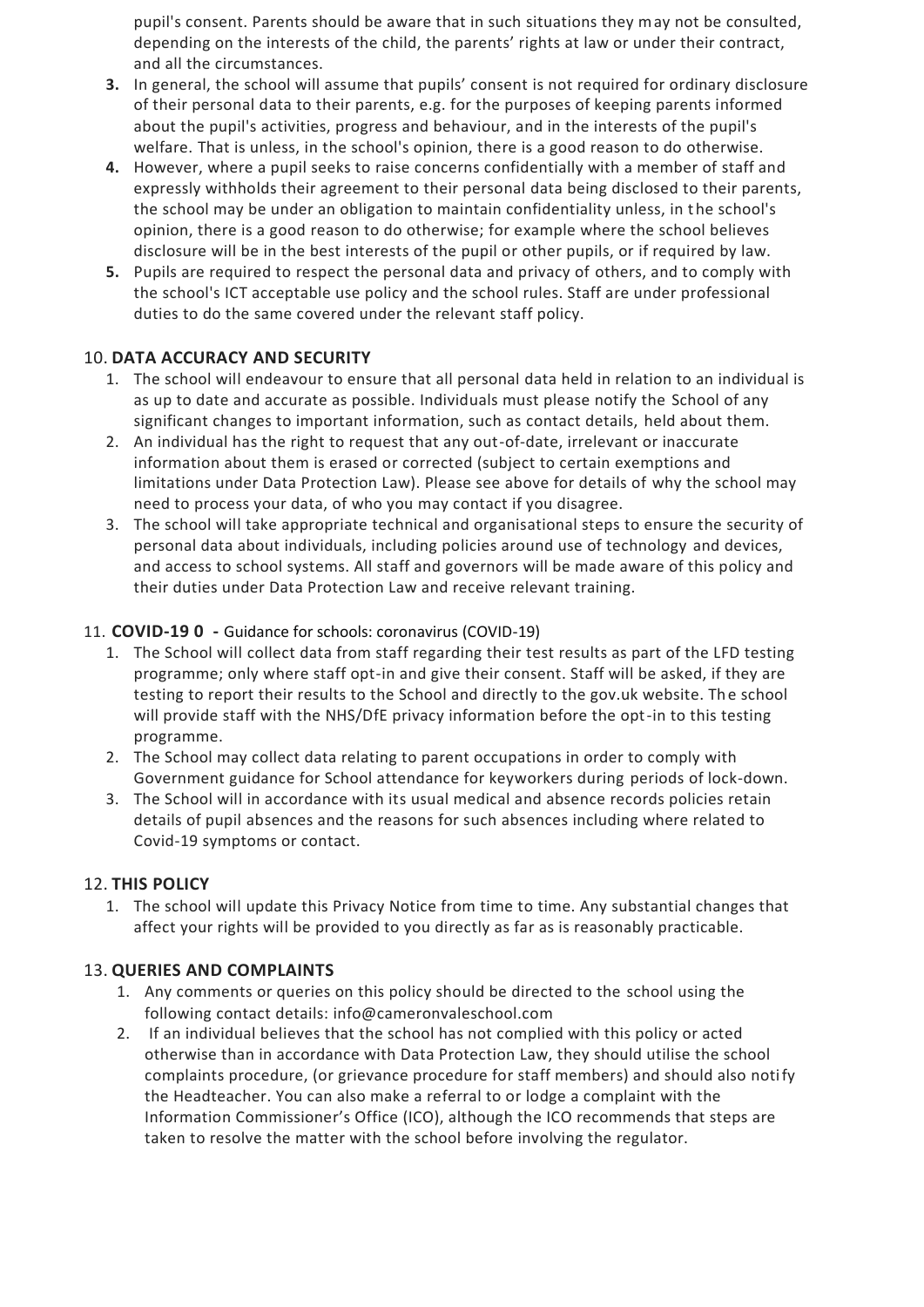pupil's consent. Parents should be aware that in such situations they may not be consulted, depending on the interests of the child, the parents' rights at law or under their contract, and all the circumstances.

3. In general, the school will assume that pupils' consent is not required for ordinary disclosure of their personal data to their parents, e.g. for the purposes of keeping parents informed about the pupil's activities, progress and behaviour, and in the interests of the pupil's welfare. That is unless, in the school's opinion, there is a good reason to do otherwise.
4. However, where a pupil seeks to raise concerns confidentially with a member of staff and expressly withholds their agreement to their personal data being disclosed to their parents, the school may be under an obligation to maintain confidentiality unless, in the school's opinion, there is a good reason to do otherwise; for example where the school believes disclosure will be in the best interests of the pupil or other pupils, or if required by law.
5. Pupils are required to respect the personal data and privacy of others, and to comply with the school's ICT acceptable use policy and the school rules. Staff are under professional duties to do the same covered under the relevant staff policy.

## 10. DATA ACCURACY AND SECURITY

1. The school will endeavour to ensure that all personal data held in relation to an individual is as up to date and accurate as possible. Individuals must please notify the School of any significant changes to important information, such as contact details, held about them.
2. An individual has the right to request that any out-of-date, irrelevant or inaccurate information about them is erased or corrected (subject to certain exemptions and limitations under Data Protection Law). Please see above for details of why the school may need to process your data, of who you may contact if you disagree.
3. The school will take appropriate technical and organisational steps to ensure the security of personal data about individuals, including policies around use of technology and devices, and access to school systems. All staff and governors will be made aware of this policy and their duties under Data Protection Law and receive relevant training.

## 11. COVID-19 0 - Guidance for schools: coronavirus (COVID-19)

1. The School will collect data from staff regarding their test results as part of the LFD testing programme; only where staff opt-in and give their consent. Staff will be asked, if they are testing to report their results to the School and directly to the gov.uk website. The school will provide staff with the NHS/DfE privacy information before the opt-in to this testing programme.
2. The School may collect data relating to parent occupations in order to comply with Government guidance for School attendance for keyworkers during periods of lock-down.
3. The School will in accordance with its usual medical and absence records policies retain details of pupil absences and the reasons for such absences including where related to Covid-19 symptoms or contact.

## 12. THIS POLICY

1. The school will update this Privacy Notice from time to time. Any substantial changes that affect your rights will be provided to you directly as far as is reasonably practicable.

## 13. QUERIES AND COMPLAINTS

1. Any comments or queries on this policy should be directed to the school using the following contact details: info@cameronvaleschool.com
2. If an individual believes that the school has not complied with this policy or acted otherwise than in accordance with Data Protection Law, they should utilise the school complaints procedure, (or grievance procedure for staff members) and should also notify the Headteacher. You can also make a referral to or lodge a complaint with the Information Commissioner's Office (ICO), although the ICO recommends that steps are taken to resolve the matter with the school before involving the regulator.